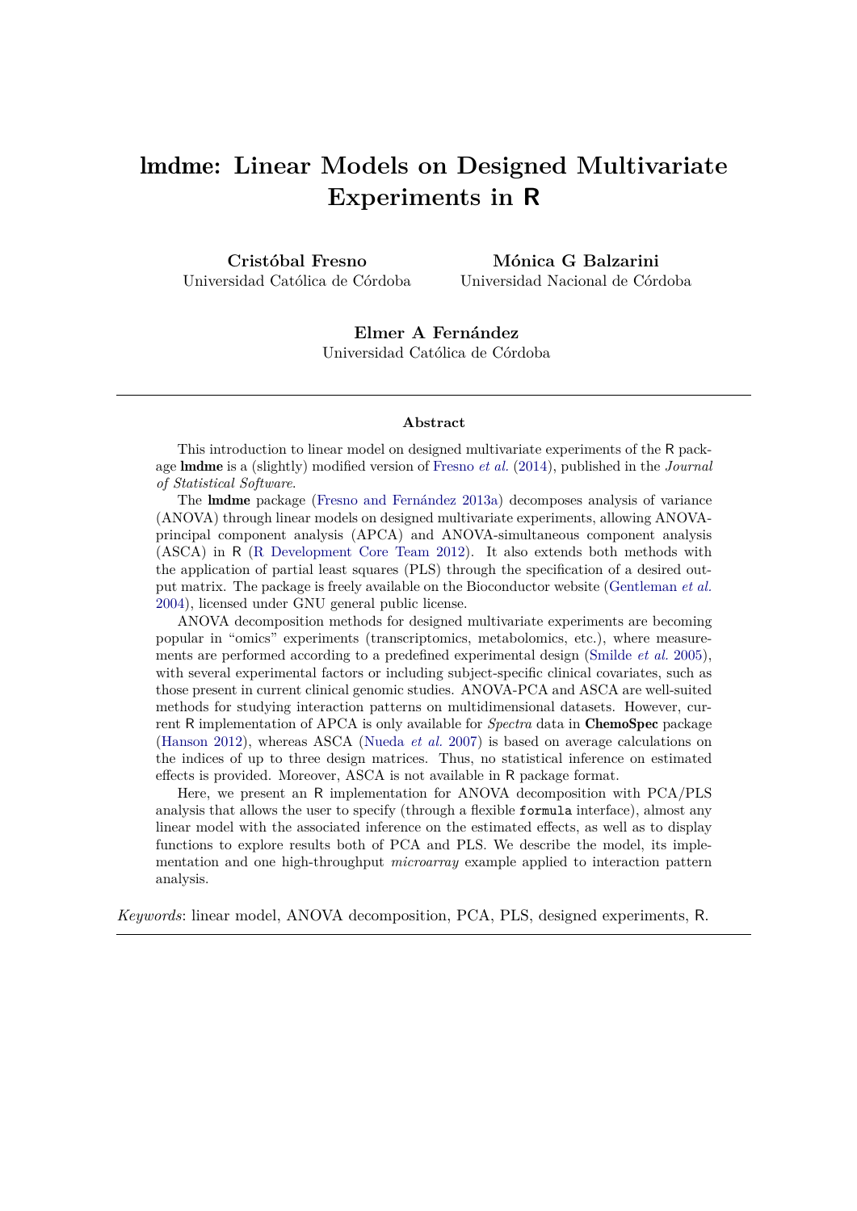# lmdme: Linear Models on Designed Multivariate Experiments in R

**Cristóbal Fresno**
Universidad Católica de Córdoba

**Mónica G Balzarini**
Universidad Nacional de Córdoba

**Elmer A Fernández**
Universidad Católica de Córdoba

---

### Abstract

This introduction to linear model on designed multivariate experiments of the R package **lmdme** is a (slightly) modified version of Fresno *et al.* (2014), published in the *Journal of Statistical Software*.

The **lmdme** package (Fresno and Fernández 2013a) decomposes analysis of variance (ANOVA) through linear models on designed multivariate experiments, allowing ANOVA-principal component analysis (APCA) and ANOVA-simultaneous component analysis (ASCA) in R (R Development Core Team 2012). It also extends both methods with the application of partial least squares (PLS) through the specification of a desired output matrix. The package is freely available on the Bioconductor website (Gentleman *et al.* 2004), licensed under GNU general public license.

ANOVA decomposition methods for designed multivariate experiments are becoming popular in "omics" experiments (transcriptomics, metabolomics, etc.), where measurements are performed according to a predefined experimental design (Smilde *et al.* 2005), with several experimental factors or including subject-specific clinical covariates, such as those present in current clinical genomic studies. ANOVA-PCA and ASCA are well-suited methods for studying interaction patterns on multidimensional datasets. However, current R implementation of APCA is only available for *Spectra* data in **ChemoSpec** package (Hanson 2012), whereas ASCA (Nueda *et al.* 2007) is based on average calculations on the indices of up to three design matrices. Thus, no statistical inference on estimated effects is provided. Moreover, ASCA is not available in R package format.

Here, we present an R implementation for ANOVA decomposition with PCA/PLS analysis that allows the user to specify (through a flexible `formula` interface), almost any linear model with the associated inference on the estimated effects, as well as to display functions to explore results both of PCA and PLS. We describe the model, its implementation and one high-throughput *microarray* example applied to interaction pattern analysis.

*Keywords*: linear model, ANOVA decomposition, PCA, PLS, designed experiments, R.

---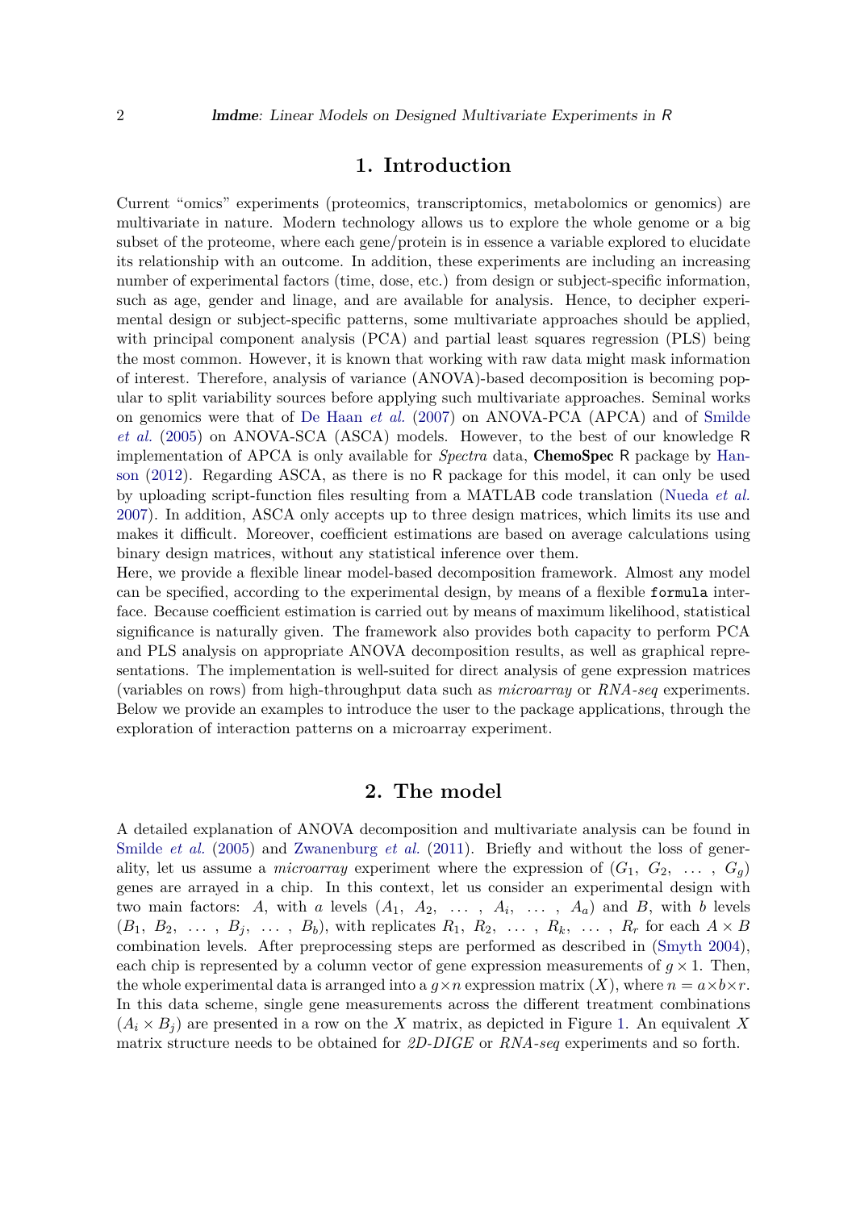# 1. Introduction

Current "omics" experiments (proteomics, transcriptomics, metabolomics or genomics) are multivariate in nature. Modern technology allows us to explore the whole genome or a big subset of the proteome, where each gene/protein is in essence a variable explored to elucidate its relationship with an outcome. In addition, these experiments are including an increasing number of experimental factors (time, dose, etc.) from design or subject-specific information, such as age, gender and linage, and are available for analysis. Hence, to decipher experimental design or subject-specific patterns, some multivariate approaches should be applied, with principal component analysis (PCA) and partial least squares regression (PLS) being the most common. However, it is known that working with raw data might mask information of interest. Therefore, analysis of variance (ANOVA)-based decomposition is becoming popular to split variability sources before applying such multivariate approaches. Seminal works on genomics were that of De Haan *et al.* (2007) on ANOVA-PCA (APCA) and of Smilde *et al.* (2005) on ANOVA-SCA (ASCA) models. However, to the best of our knowledge R implementation of APCA is only available for *Spectra* data, **ChemoSpec** R package by Hanson (2012). Regarding ASCA, as there is no R package for this model, it can only be used by uploading script-function files resulting from a MATLAB code translation (Nueda *et al.* 2007). In addition, ASCA only accepts up to three design matrices, which limits its use and makes it difficult. Moreover, coefficient estimations are based on average calculations using binary design matrices, without any statistical inference over them.

Here, we provide a flexible linear model-based decomposition framework. Almost any model can be specified, according to the experimental design, by means of a flexible `formula` interface. Because coefficient estimation is carried out by means of maximum likelihood, statistical significance is naturally given. The framework also provides both capacity to perform PCA and PLS analysis on appropriate ANOVA decomposition results, as well as graphical representations. The implementation is well-suited for direct analysis of gene expression matrices (variables on rows) from high-throughput data such as *microarray* or *RNA-seq* experiments. Below we provide an examples to introduce the user to the package applications, through the exploration of interaction patterns on a microarray experiment.

# 2. The model

A detailed explanation of ANOVA decomposition and multivariate analysis can be found in Smilde *et al.* (2005) and Zwanenburg *et al.* (2011). Briefly and without the loss of generality, let us assume a *microarray* experiment where the expression of $(G_1, G_2, \ldots, G_g)$ genes are arrayed in a chip. In this context, let us consider an experimental design with two main factors: $A$, with $a$ levels $(A_1, A_2, \ldots, A_i, \ldots, A_a)$ and $B$, with $b$ levels $(B_1, B_2, \ldots, B_j, \ldots, B_b)$, with replicates $R_1, R_2, \ldots, R_k, \ldots, R_r$ for each $A \times B$ combination levels. After preprocessing steps are performed as described in (Smyth 2004), each chip is represented by a column vector of gene expression measurements of $g \times 1$. Then, the whole experimental data is arranged into a $g \times n$ expression matrix $(X)$, where $n = a \times b \times r$. In this data scheme, single gene measurements across the different treatment combinations $(A_i \times B_j)$ are presented in a row on the $X$ matrix, as depicted in Figure 1. An equivalent $X$ matrix structure needs to be obtained for *2D-DIGE* or *RNA-seq* experiments and so forth.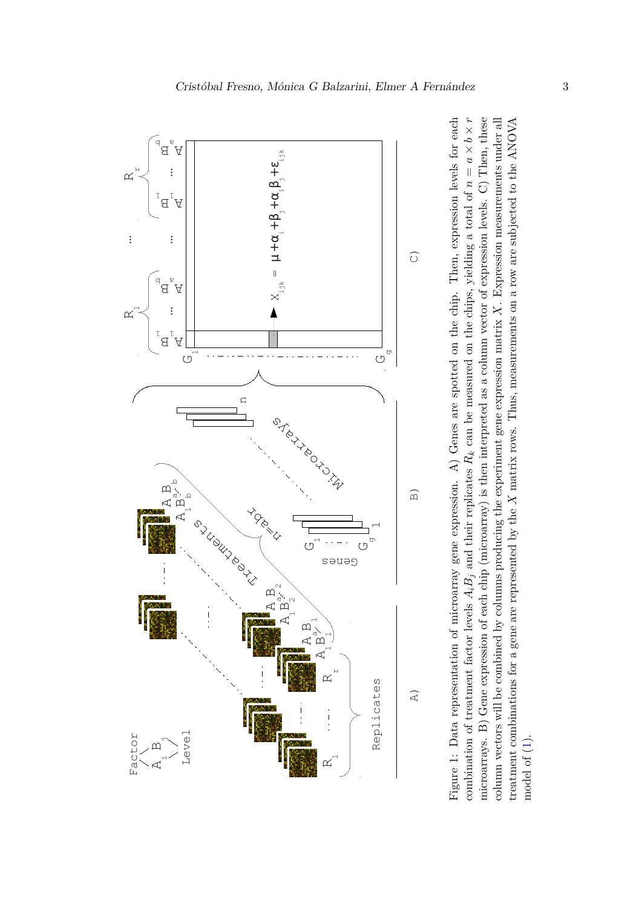Figure 1: Data representation of microarray gene expression. A) Genes are spotted on the chip. Then, expression levels for each combination of treatment factor levels $A_iB_j$ and their replicates $R_k$ can be measured on the chips, yielding a total of $n = a \times b \times r$ microarrays. B) Gene expression of each chip (microarray) is then interpreted as a column vector of expression levels. C) Then, these column vectors will be combined by columns producing the experiment gene expression matrix $X$. Expression measurements under all treatment combinations for a gene are represented by the $X$ matrix rows. Thus, measurements on a row are subjected to the ANOVA model of (1).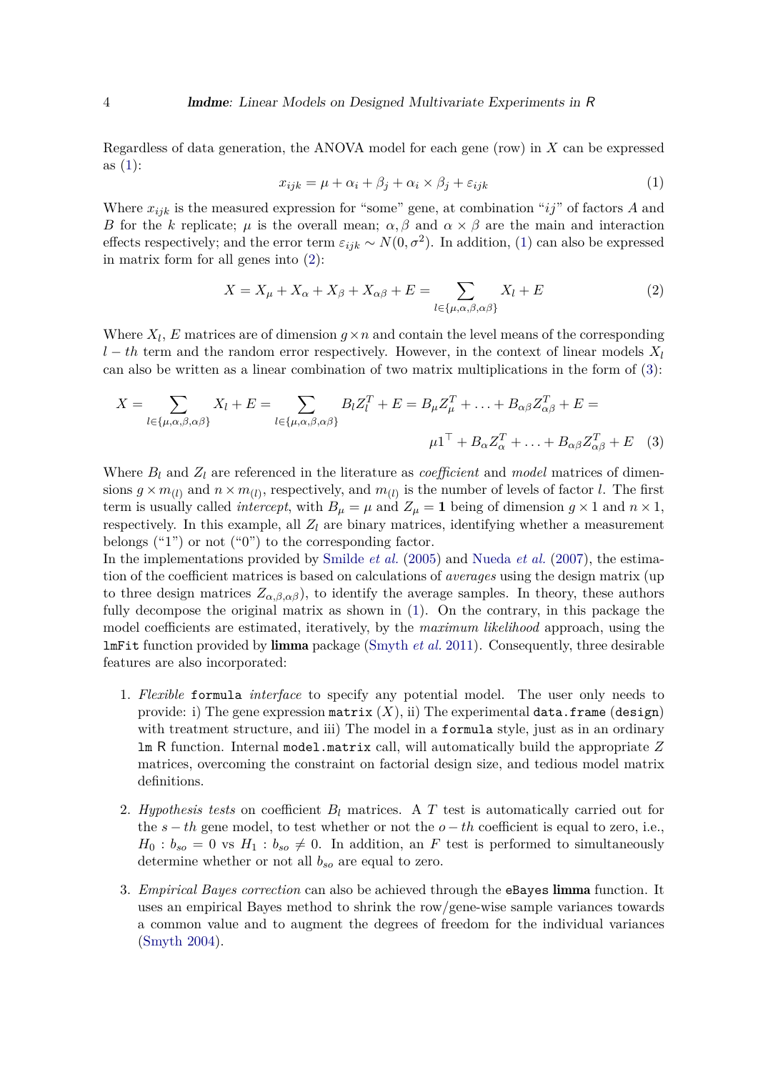Regardless of data generation, the ANOVA model for each gene (row) in $X$ can be expressed as (1):

$$x_{ijk} = \mu + \alpha_i + \beta_j + \alpha_i \times \beta_j + \varepsilon_{ijk} \tag{1}$$

Where $x_{ijk}$ is the measured expression for "some" gene, at combination "$ij$" of factors $A$ and $B$ for the $k$ replicate; $\mu$ is the overall mean; $\alpha, \beta$ and $\alpha \times \beta$ are the main and interaction effects respectively; and the error term $\varepsilon_{ijk} \sim N(0, \sigma^2)$. In addition, (1) can also be expressed in matrix form for all genes into (2):

$$X = X_\mu + X_\alpha + X_\beta + X_{\alpha\beta} + E = \sum_{l \in \{\mu,\alpha,\beta,\alpha\beta\}} X_l + E \tag{2}$$

Where $X_l$, $E$ matrices are of dimension $g \times n$ and contain the level means of the corresponding $l - th$ term and the random error respectively. However, in the context of linear models $X_l$ can also be written as a linear combination of two matrix multiplications in the form of (3):

$$X = \sum_{l \in \{\mu,\alpha,\beta,\alpha\beta\}} X_l + E = \sum_{l \in \{\mu,\alpha,\beta,\alpha\beta\}} B_l Z_l^T + E = B_\mu Z_\mu^T + \ldots + B_{\alpha\beta} Z_{\alpha\beta}^T + E =$$
$$\mu 1^\top + B_\alpha Z_\alpha^T + \ldots + B_{\alpha\beta} Z_{\alpha\beta}^T + E \tag{3}$$

Where $B_l$ and $Z_l$ are referenced in the literature as *coefficient* and *model* matrices of dimensions $g \times m_{(l)}$ and $n \times m_{(l)}$, respectively, and $m_{(l)}$ is the number of levels of factor $l$. The first term is usually called *intercept*, with $B_\mu = \mu$ and $Z_\mu = \mathbf{1}$ being of dimension $g \times 1$ and $n \times 1$, respectively. In this example, all $Z_l$ are binary matrices, identifying whether a measurement belongs ("1") or not ("0") to the corresponding factor.
In the implementations provided by Smilde *et al.* (2005) and Nueda *et al.* (2007), the estimation of the coefficient matrices is based on calculations of *averages* using the design matrix (up to three design matrices $Z_{\alpha,\beta,\alpha\beta}$), to identify the average samples. In theory, these authors fully decompose the original matrix as shown in (1). On the contrary, in this package the model coefficients are estimated, iteratively, by the *maximum likelihood* approach, using the `lmFit` function provided by **limma** package (Smyth *et al.* 2011). Consequently, three desirable features are also incorporated:

1. *Flexible* `formula` *interface* to specify any potential model. The user only needs to provide: i) The gene expression `matrix` ($X$), ii) The experimental `data.frame` (`design`) with treatment structure, and iii) The model in a `formula` style, just as in an ordinary `lm` R function. Internal `model.matrix` call, will automatically build the appropriate $Z$ matrices, overcoming the constraint on factorial design size, and tedious model matrix definitions.

2. *Hypothesis tests* on coefficient $B_l$ matrices. A $T$ test is automatically carried out for the $s - th$ gene model, to test whether or not the $o - th$ coefficient is equal to zero, i.e., $H_0 : b_{so} = 0$ vs $H_1 : b_{so} \neq 0$. In addition, an $F$ test is performed to simultaneously determine whether or not all $b_{so}$ are equal to zero.

3. *Empirical Bayes correction* can also be achieved through the `eBayes` **limma** function. It uses an empirical Bayes method to shrink the row/gene-wise sample variances towards a common value and to augment the degrees of freedom for the individual variances (Smyth 2004).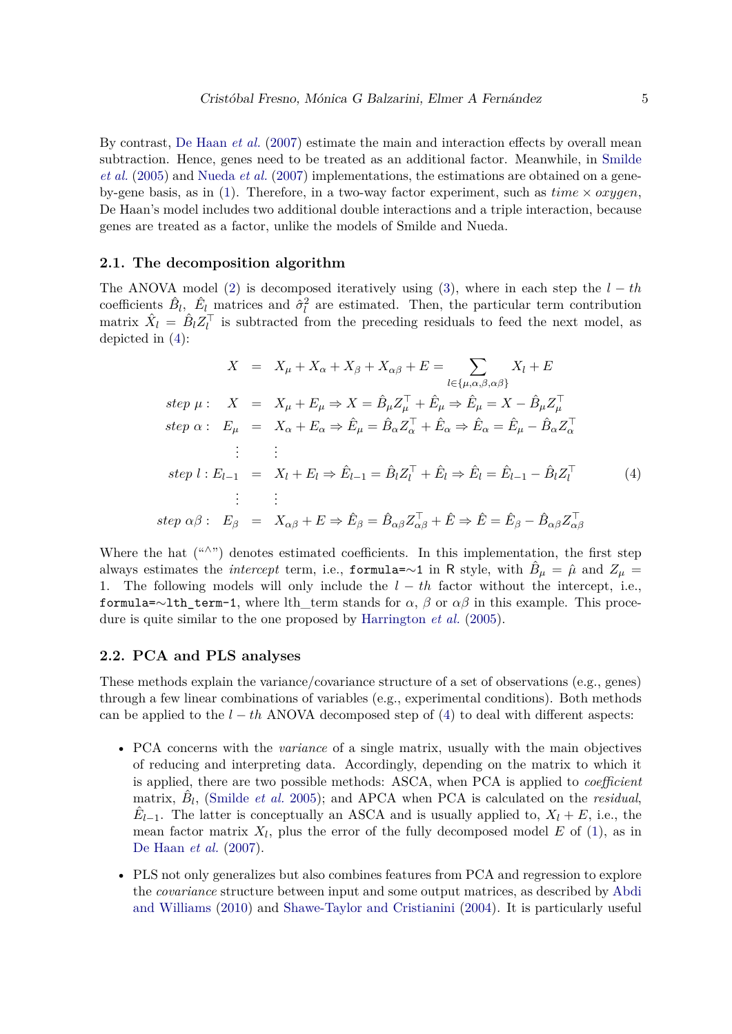By contrast, De Haan *et al.* (2007) estimate the main and interaction effects by overall mean subtraction. Hence, genes need to be treated as an additional factor. Meanwhile, in Smilde *et al.* (2005) and Nueda *et al.* (2007) implementations, the estimations are obtained on a gene-by-gene basis, as in (1). Therefore, in a two-way factor experiment, such as *time* × *oxygen*, De Haan's model includes two additional double interactions and a triple interaction, because genes are treated as a factor, unlike the models of Smilde and Nueda.

### 2.1. The decomposition algorithm

The ANOVA model (2) is decomposed iteratively using (3), where in each step the $l-th$ coefficients $\hat{B}_l$, $\hat{E}_l$ matrices and $\hat{\sigma}^2_l$ are estimated. Then, the particular term contribution matrix $\hat{X}_l = \hat{B}_l Z_l^\top$ is subtracted from the preceding residuals to feed the next model, as depicted in (4):

$$
\begin{aligned}
X &= X_\mu + X_\alpha + X_\beta + X_{\alpha\beta} + E = \sum_{l\in\{\mu,\alpha,\beta,\alpha\beta\}} X_l + E \\
\textit{step } \mu: \quad X &= X_\mu + E_\mu \Rightarrow X = \hat{B}_\mu Z_\mu^\top + \hat{E}_\mu \Rightarrow \hat{E}_\mu = X - \hat{B}_\mu Z_\mu^\top \\
\textit{step } \alpha: \quad E_\mu &= X_\alpha + E_\alpha \Rightarrow \hat{E}_\mu = \hat{B}_\alpha Z_\alpha^\top + \hat{E}_\alpha \Rightarrow \hat{E}_\alpha = \hat{E}_\mu - \hat{B}_\alpha Z_\alpha^\top \\
&\vdots \\
\textit{step } l: E_{l-1} &= X_l + E_l \Rightarrow \hat{E}_{l-1} = \hat{B}_l Z_l^\top + \hat{E}_l \Rightarrow \hat{E}_l = \hat{E}_{l-1} - \hat{B}_l Z_l^\top \\
&\vdots \\
\textit{step } \alpha\beta: \quad E_\beta &= X_{\alpha\beta} + E \Rightarrow \hat{E}_\beta = \hat{B}_{\alpha\beta} Z_{\alpha\beta}^\top + \hat{E} \Rightarrow \hat{E} = \hat{E}_\beta - \hat{B}_{\alpha\beta} Z_{\alpha\beta}^\top
\end{aligned}
\tag{4}
$$

Where the hat ("^") denotes estimated coefficients. In this implementation, the first step always estimates the *intercept* term, i.e., `formula=~1` in R style, with $\hat{B}_\mu = \hat{\mu}$ and $Z_\mu = 1$. The following models will only include the $l-th$ factor without the intercept, i.e., `formula=~lth_term-1`, where lth_term stands for $\alpha$, $\beta$ or $\alpha\beta$ in this example. This procedure is quite similar to the one proposed by Harrington *et al.* (2005).

### 2.2. PCA and PLS analyses

These methods explain the variance/covariance structure of a set of observations (e.g., genes) through a few linear combinations of variables (e.g., experimental conditions). Both methods can be applied to the $l-th$ ANOVA decomposed step of (4) to deal with different aspects:

- PCA concerns with the *variance* of a single matrix, usually with the main objectives of reducing and interpreting data. Accordingly, depending on the matrix to which it is applied, there are two possible methods: ASCA, when PCA is applied to *coefficient* matrix, $\hat{B}_l$, (Smilde *et al.* 2005); and APCA when PCA is calculated on the *residual*, $\hat{E}_{l-1}$. The latter is conceptually an ASCA and is usually applied to, $X_l + E$, i.e., the mean factor matrix $X_l$, plus the error of the fully decomposed model $E$ of (1), as in De Haan *et al.* (2007).
- PLS not only generalizes but also combines features from PCA and regression to explore the *covariance* structure between input and some output matrices, as described by Abdi and Williams (2010) and Shawe-Taylor and Cristianini (2004). It is particularly useful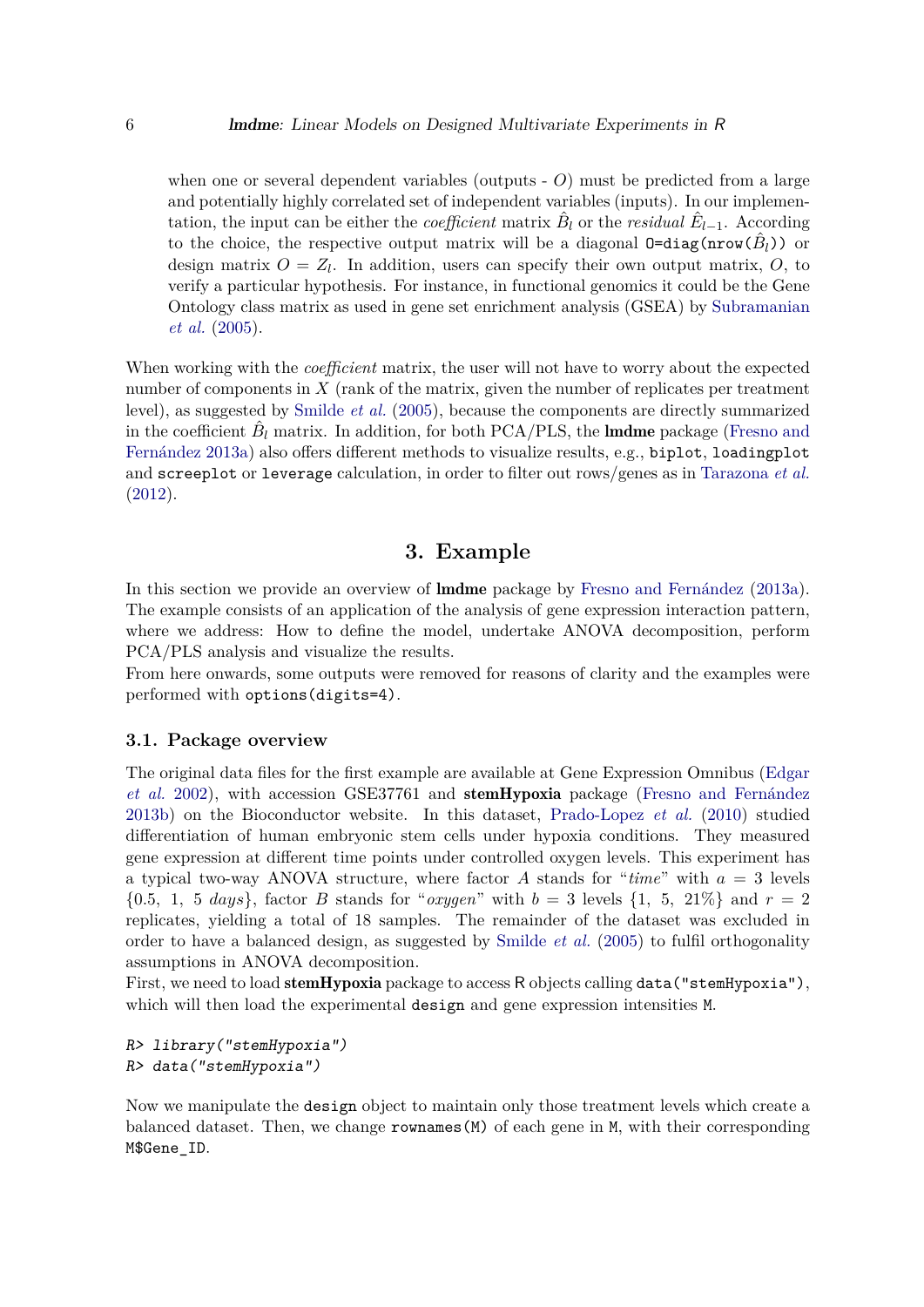when one or several dependent variables (outputs - $O$) must be predicted from a large and potentially highly correlated set of independent variables (inputs). In our implementation, the input can be either the *coefficient* matrix $\hat{B}_l$ or the *residual* $\hat{E}_{l-1}$. According to the choice, the respective output matrix will be a diagonal `O=diag(nrow(`$\hat{B}_l$`))` or design matrix $O = Z_l$. In addition, users can specify their own output matrix, $O$, to verify a particular hypothesis. For instance, in functional genomics it could be the Gene Ontology class matrix as used in gene set enrichment analysis (GSEA) by Subramanian *et al.* (2005).

When working with the *coefficient* matrix, the user will not have to worry about the expected number of components in $X$ (rank of the matrix, given the number of replicates per treatment level), as suggested by Smilde *et al.* (2005), because the components are directly summarized in the coefficient $\hat{B}_l$ matrix. In addition, for both PCA/PLS, the **lmdme** package (Fresno and Fernández 2013a) also offers different methods to visualize results, e.g., `biplot`, `loadingplot` and `screeplot` or `leverage` calculation, in order to filter out rows/genes as in Tarazona *et al.* (2012).

# 3. Example

In this section we provide an overview of **lmdme** package by Fresno and Fernández (2013a). The example consists of an application of the analysis of gene expression interaction pattern, where we address: How to define the model, undertake ANOVA decomposition, perform PCA/PLS analysis and visualize the results.

From here onwards, some outputs were removed for reasons of clarity and the examples were performed with `options(digits=4)`.

## 3.1. Package overview

The original data files for the first example are available at Gene Expression Omnibus (Edgar *et al.* 2002), with accession GSE37761 and **stemHypoxia** package (Fresno and Fernández 2013b) on the Bioconductor website. In this dataset, Prado-Lopez *et al.* (2010) studied differentiation of human embryonic stem cells under hypoxia conditions. They measured gene expression at different time points under controlled oxygen levels. This experiment has a typical two-way ANOVA structure, where factor $A$ stands for "*time*" with $a = 3$ levels $\{0.5,\ 1,\ 5\ days\}$, factor $B$ stands for "*oxygen*" with $b = 3$ levels $\{1,\ 5,\ 21\%\}$ and $r = 2$ replicates, yielding a total of 18 samples. The remainder of the dataset was excluded in order to have a balanced design, as suggested by Smilde *et al.* (2005) to fulfil orthogonality assumptions in ANOVA decomposition.

First, we need to load **stemHypoxia** package to access R objects calling `data("stemHypoxia")`, which will then load the experimental `design` and gene expression intensities `M`.

```
R> library("stemHypoxia")
R> data("stemHypoxia")
```

Now we manipulate the `design` object to maintain only those treatment levels which create a balanced dataset. Then, we change `rownames(M)` of each gene in `M`, with their corresponding `M$Gene_ID`.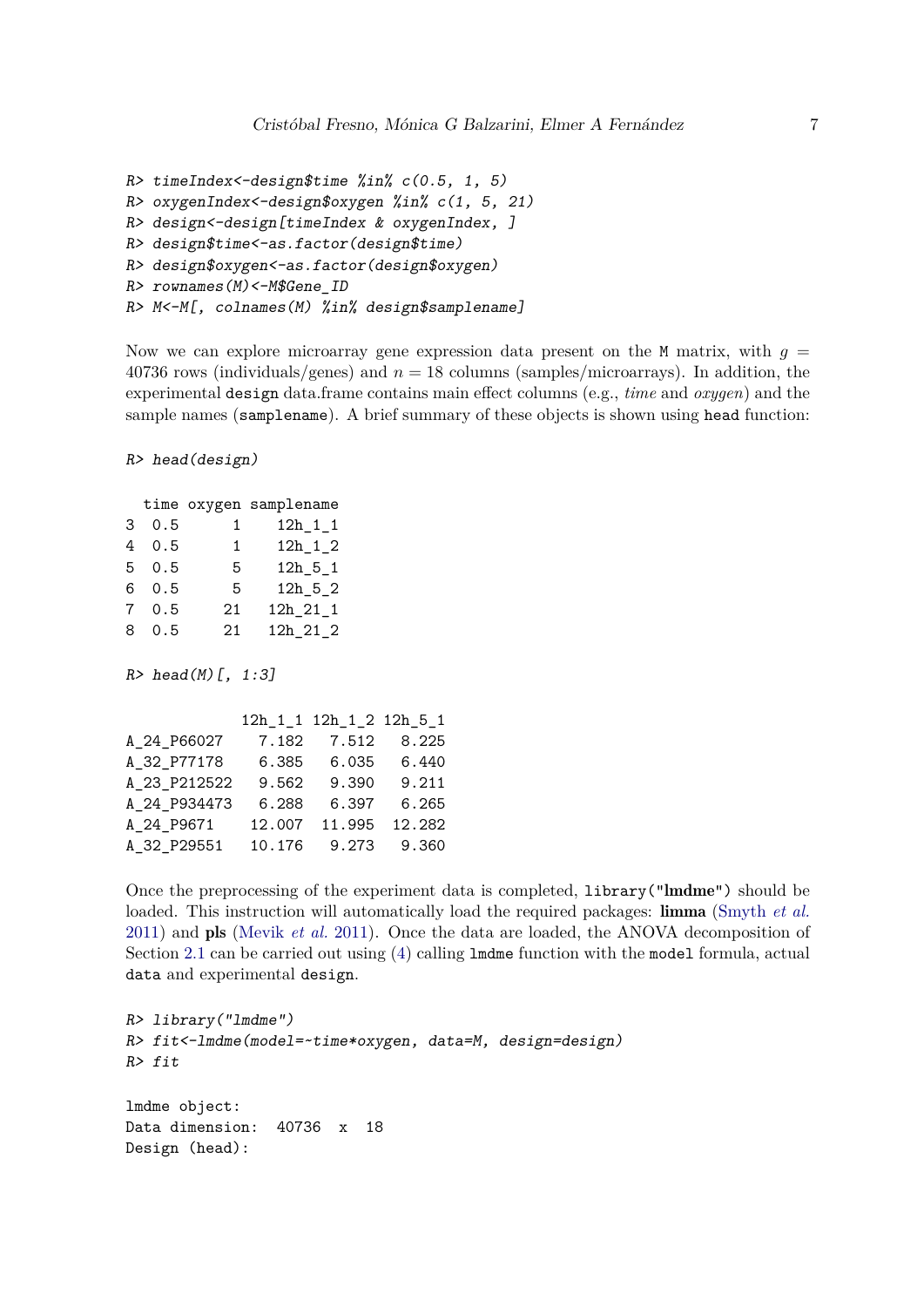```
R> timeIndex<-design$time %in% c(0.5, 1, 5)
R> oxygenIndex<-design$oxygen %in% c(1, 5, 21)
R> design<-design[timeIndex & oxygenIndex, ]
R> design$time<-as.factor(design$time)
R> design$oxygen<-as.factor(design$oxygen)
R> rownames(M)<-M$Gene_ID
R> M<-M[, colnames(M) %in% design$samplename]
```

Now we can explore microarray gene expression data present on the `M` matrix, with $g = 40736$ rows (individuals/genes) and $n = 18$ columns (samples/microarrays). In addition, the experimental `design` data.frame contains main effect columns (e.g., *time* and *oxygen*) and the sample names (`samplename`). A brief summary of these objects is shown using `head` function:

```
R> head(design)

  time oxygen samplename
3  0.5      1    12h_1_1
4  0.5      1    12h_1_2
5  0.5      5    12h_5_1
6  0.5      5    12h_5_2
7  0.5     21   12h_21_1
8  0.5     21   12h_21_2
```

```
R> head(M)[, 1:3]

            12h_1_1 12h_1_2 12h_5_1
A_24_P66027    7.182   7.512   8.225
A_32_P77178    6.385   6.035   6.440
A_23_P212522   9.562   9.390   9.211
A_24_P934473   6.288   6.397   6.265
A_24_P9671    12.007  11.995  12.282
A_32_P29551   10.176   9.273   9.360
```

Once the preprocessing of the experiment data is completed, `library("lmdme")` should be loaded. This instruction will automatically load the required packages: **limma** (Smyth *et al.* 2011) and **pls** (Mevik *et al.* 2011). Once the data are loaded, the ANOVA decomposition of Section 2.1 can be carried out using (4) calling `lmdme` function with the `model` formula, actual `data` and experimental `design`.

```
R> library("lmdme")
R> fit<-lmdme(model=~time*oxygen, data=M, design=design)
R> fit

lmdme object:
Data dimension:  40736  x  18
Design (head):
```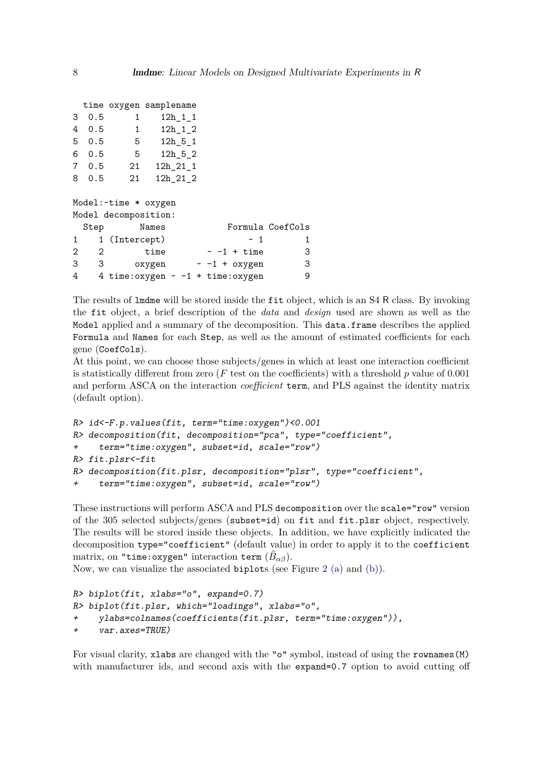```
  time oxygen samplename
3  0.5      1    12h_1_1
4  0.5      1    12h_1_2
5  0.5      5    12h_5_1
6  0.5      5    12h_5_2
7  0.5     21   12h_21_1
8  0.5     21   12h_21_2

Model:~time * oxygen
Model decomposition:
  Step       Names           Formula CoefCols
1    1 (Intercept)               ~ 1        1
2    2        time        ~ -1 + time        3
3    3      oxygen      ~ -1 + oxygen        3
4    4 time:oxygen ~ -1 + time:oxygen        9
```

The results of `lmdme` will be stored inside the `fit` object, which is an S4 R class. By invoking the `fit` object, a brief description of the *data* and *design* used are shown as well as the `Model` applied and a summary of the decomposition. This `data.frame` describes the applied `Formula` and `Names` for each `Step`, as well as the amount of estimated coefficients for each gene (`CoefCols`).

At this point, we can choose those subjects/genes in which at least one interaction coefficient is statistically different from zero ($F$ test on the coefficients) with a threshold $p$ value of 0.001 and perform ASCA on the interaction *coefficient* `term`, and PLS against the identity matrix (default option).

```
R> id<-F.p.values(fit, term="time:oxygen")<0.001
R> decomposition(fit, decomposition="pca", type="coefficient",
+    term="time:oxygen", subset=id, scale="row")
R> fit.plsr<-fit
R> decomposition(fit.plsr, decomposition="plsr", type="coefficient",
+    term="time:oxygen", subset=id, scale="row")
```

These instructions will perform ASCA and PLS `decomposition` over the `scale="row"` version of the 305 selected subjects/genes (`subset=id`) on `fit` and `fit.plsr` object, respectively. The results will be stored inside these objects. In addition, we have explicitly indicated the decomposition `type="coefficient"` (default value) in order to apply it to the `coefficient` matrix, on `"time:oxygen"` interaction `term` ($\hat{B}_{\alpha\beta}$).

Now, we can visualize the associated `biplots` (see Figure 2 (a) and (b)).

```
R> biplot(fit, xlabs="o", expand=0.7)
R> biplot(fit.plsr, which="loadings", xlabs="o",
+    ylabs=colnames(coefficients(fit.plsr, term="time:oxygen")),
+    var.axes=TRUE)
```

For visual clarity, `xlabs` are changed with the `"o"` symbol, instead of using the `rownames(M)` with manufacturer ids, and second axis with the `expand=0.7` option to avoid cutting off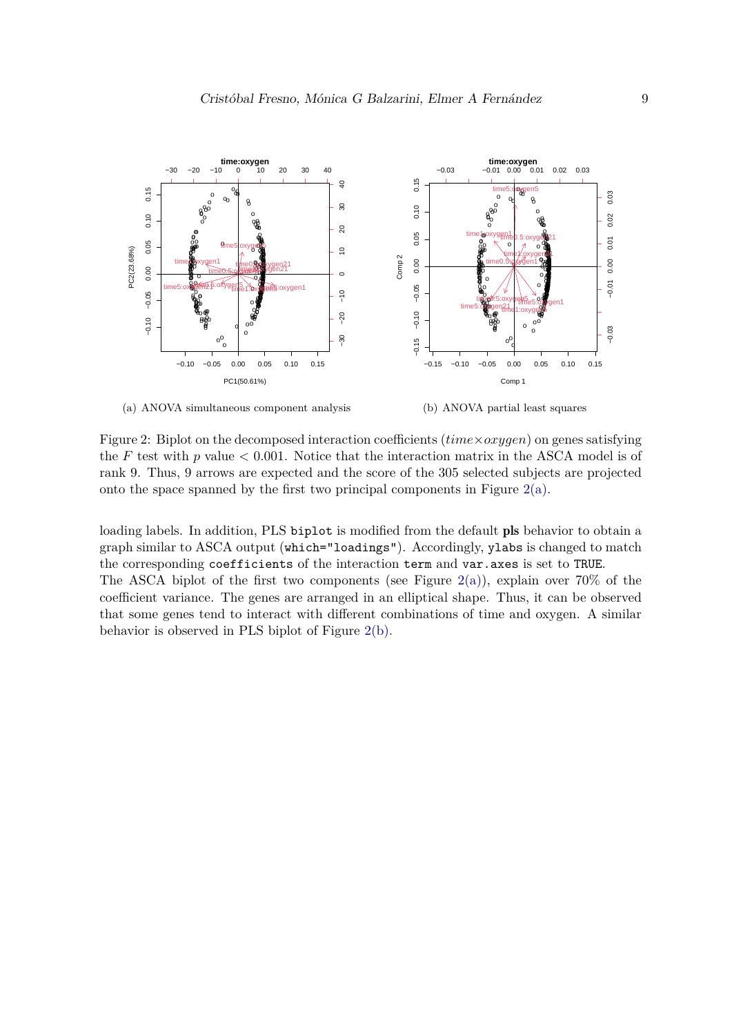(a) ANOVA simultaneous component analysis

(b) ANOVA partial least squares

Figure 2: Biplot on the decomposed interaction coefficients ($time \times oxygen$) on genes satisfying the $F$ test with $p$ value $< 0.001$. Notice that the interaction matrix in the ASCA model is of rank 9. Thus, 9 arrows are expected and the score of the 305 selected subjects are projected onto the space spanned by the first two principal components in Figure 2(a).

loading labels. In addition, PLS `biplot` is modified from the default **pls** behavior to obtain a graph similar to ASCA output (`which="loadings"`). Accordingly, `ylabs` is changed to match the corresponding `coefficients` of the interaction `term` and `var.axes` is set to `TRUE`.
The ASCA biplot of the first two components (see Figure 2(a)), explain over 70% of the coefficient variance. The genes are arranged in an elliptical shape. Thus, it can be observed that some genes tend to interact with different combinations of time and oxygen. A similar behavior is observed in PLS biplot of Figure 2(b).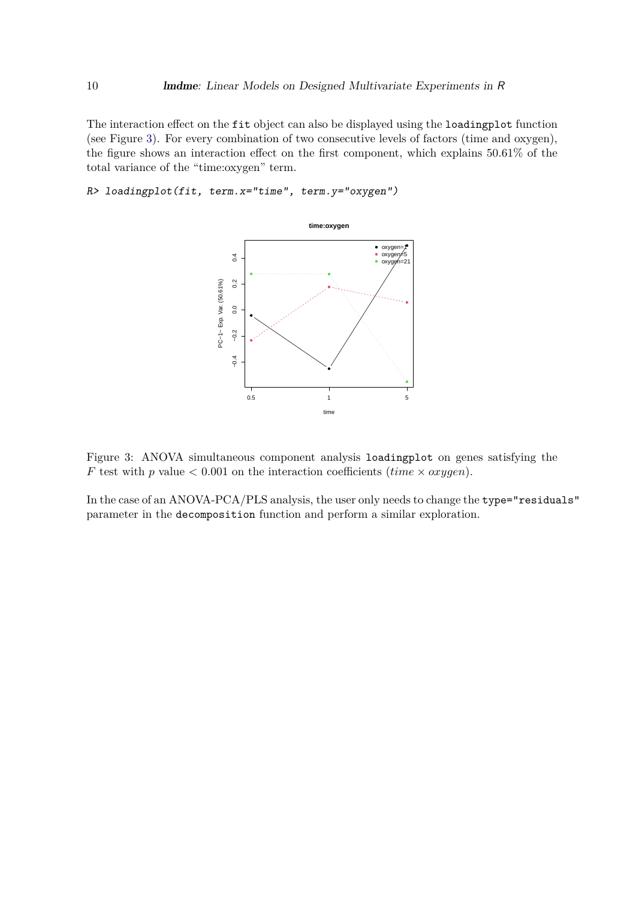The interaction effect on the `fit` object can also be displayed using the `loadingplot` function (see Figure 3). For every combination of two consecutive levels of factors (time and oxygen), the figure shows an interaction effect on the first component, which explains 50.61% of the total variance of the "time:oxygen" term.

```
R> loadingplot(fit, term.x="time", term.y="oxygen")
```

Figure 3: ANOVA simultaneous component analysis `loadingplot` on genes satisfying the $F$ test with $p$ value $< 0.001$ on the interaction coefficients ($time \times oxygen$).

In the case of an ANOVA-PCA/PLS analysis, the user only needs to change the `type="residuals"` parameter in the `decomposition` function and perform a similar exploration.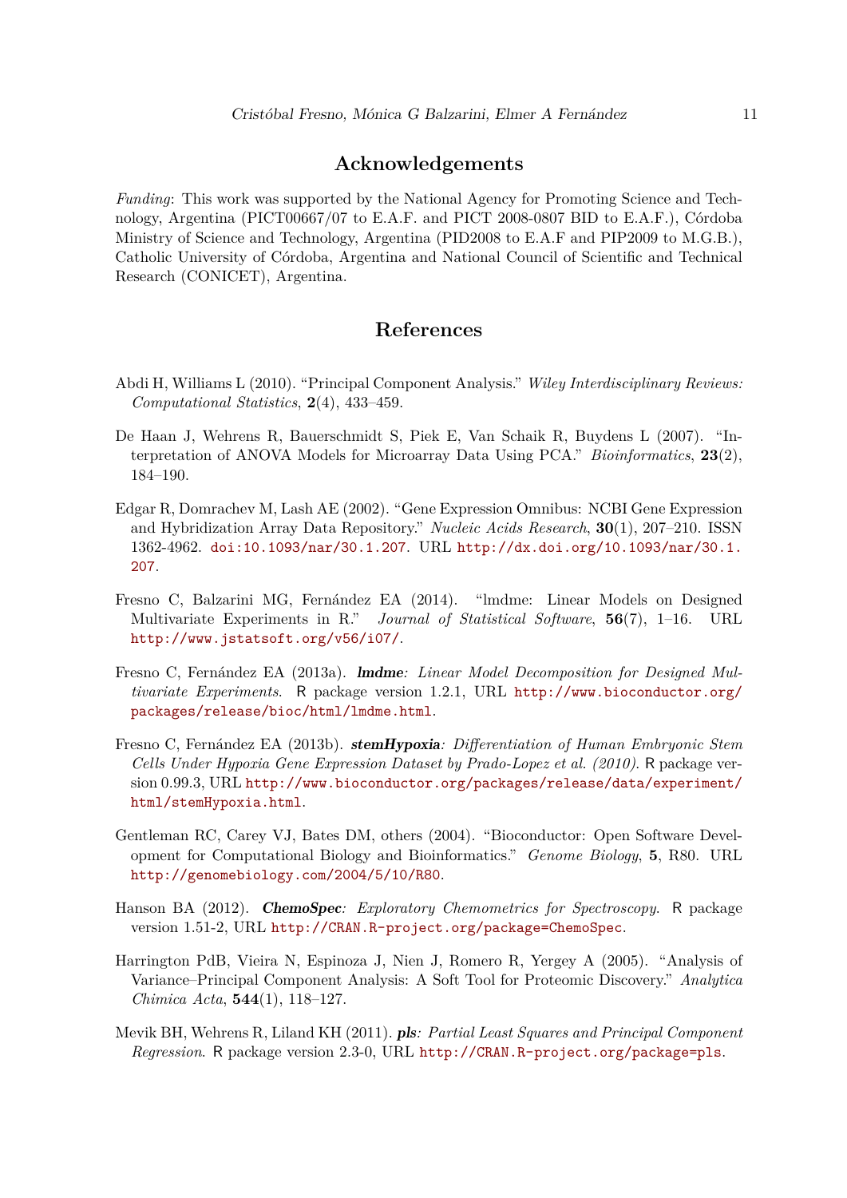## Acknowledgements

*Funding*: This work was supported by the National Agency for Promoting Science and Technology, Argentina (PICT00667/07 to E.A.F. and PICT 2008-0807 BID to E.A.F.), Córdoba Ministry of Science and Technology, Argentina (PID2008 to E.A.F and PIP2009 to M.G.B.), Catholic University of Córdoba, Argentina and National Council of Scientific and Technical Research (CONICET), Argentina.

## References

Abdi H, Williams L (2010). "Principal Component Analysis." *Wiley Interdisciplinary Reviews: Computational Statistics*, **2**(4), 433–459.

De Haan J, Wehrens R, Bauerschmidt S, Piek E, Van Schaik R, Buydens L (2007). "Interpretation of ANOVA Models for Microarray Data Using PCA." *Bioinformatics*, **23**(2), 184–190.

Edgar R, Domrachev M, Lash AE (2002). "Gene Expression Omnibus: NCBI Gene Expression and Hybridization Array Data Repository." *Nucleic Acids Research*, **30**(1), 207–210. ISSN 1362-4962. doi:10.1093/nar/30.1.207. URL http://dx.doi.org/10.1093/nar/30.1.207.

Fresno C, Balzarini MG, Fernández EA (2014). "lmdme: Linear Models on Designed Multivariate Experiments in R." *Journal of Statistical Software*, **56**(7), 1–16. URL http://www.jstatsoft.org/v56/i07/.

Fresno C, Fernández EA (2013a). ***lmdme**: Linear Model Decomposition for Designed Multivariate Experiments*. R package version 1.2.1, URL http://www.bioconductor.org/packages/release/bioc/html/lmdme.html.

Fresno C, Fernández EA (2013b). ***stemHypoxia**: Differentiation of Human Embryonic Stem Cells Under Hypoxia Gene Expression Dataset by Prado-Lopez et al. (2010)*. R package version 0.99.3, URL http://www.bioconductor.org/packages/release/data/experiment/html/stemHypoxia.html.

Gentleman RC, Carey VJ, Bates DM, others (2004). "Bioconductor: Open Software Development for Computational Biology and Bioinformatics." *Genome Biology*, **5**, R80. URL http://genomebiology.com/2004/5/10/R80.

Hanson BA (2012). ***ChemoSpec**: Exploratory Chemometrics for Spectroscopy*. R package version 1.51-2, URL http://CRAN.R-project.org/package=ChemoSpec.

Harrington PdB, Vieira N, Espinoza J, Nien J, Romero R, Yergey A (2005). "Analysis of Variance–Principal Component Analysis: A Soft Tool for Proteomic Discovery." *Analytica Chimica Acta*, **544**(1), 118–127.

Mevik BH, Wehrens R, Liland KH (2011). ***pls**: Partial Least Squares and Principal Component Regression*. R package version 2.3-0, URL http://CRAN.R-project.org/package=pls.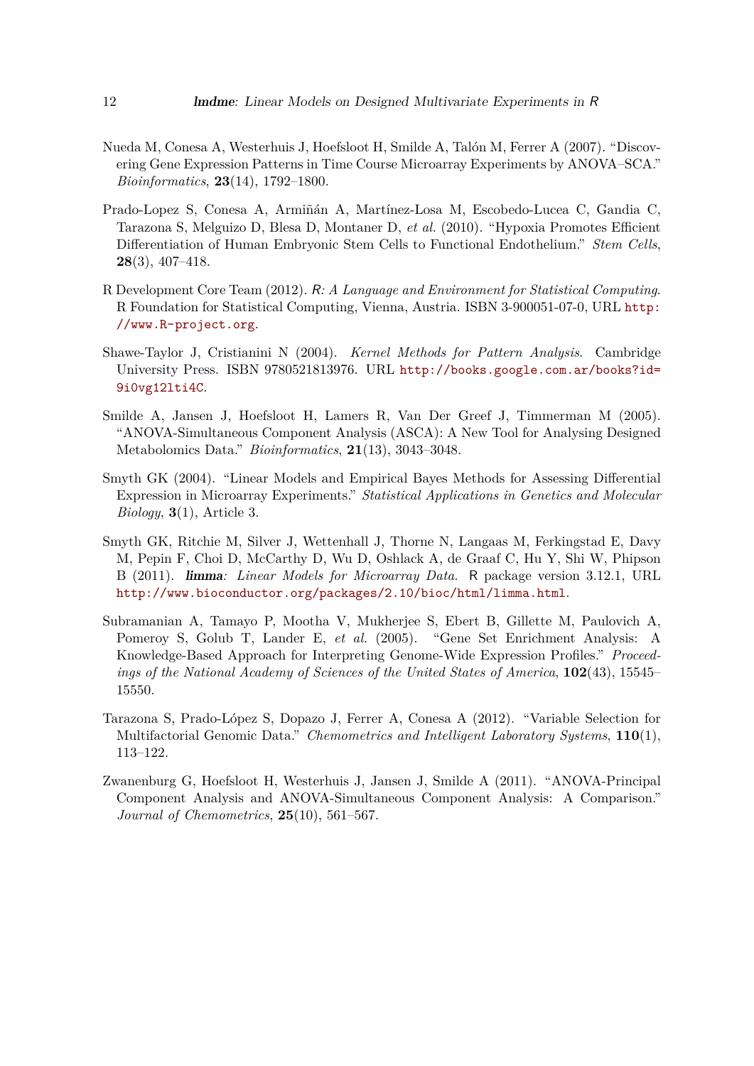Nueda M, Conesa A, Westerhuis J, Hoefsloot H, Smilde A, Talón M, Ferrer A (2007). "Discovering Gene Expression Patterns in Time Course Microarray Experiments by ANOVA–SCA." *Bioinformatics*, **23**(14), 1792–1800.

Prado-Lopez S, Conesa A, Armiñán A, Martínez-Losa M, Escobedo-Lucea C, Gandia C, Tarazona S, Melguizo D, Blesa D, Montaner D, *et al.* (2010). "Hypoxia Promotes Efficient Differentiation of Human Embryonic Stem Cells to Functional Endothelium." *Stem Cells*, **28**(3), 407–418.

R Development Core Team (2012). *R: A Language and Environment for Statistical Computing*. R Foundation for Statistical Computing, Vienna, Austria. ISBN 3-900051-07-0, URL http://www.R-project.org.

Shawe-Taylor J, Cristianini N (2004). *Kernel Methods for Pattern Analysis*. Cambridge University Press. ISBN 9780521813976. URL http://books.google.com.ar/books?id=9i0vg12lti4C.

Smilde A, Jansen J, Hoefsloot H, Lamers R, Van Der Greef J, Timmerman M (2005). "ANOVA-Simultaneous Component Analysis (ASCA): A New Tool for Analysing Designed Metabolomics Data." *Bioinformatics*, **21**(13), 3043–3048.

Smyth GK (2004). "Linear Models and Empirical Bayes Methods for Assessing Differential Expression in Microarray Experiments." *Statistical Applications in Genetics and Molecular Biology*, **3**(1), Article 3.

Smyth GK, Ritchie M, Silver J, Wettenhall J, Thorne N, Langaas M, Ferkingstad E, Davy M, Pepin F, Choi D, McCarthy D, Wu D, Oshlack A, de Graaf C, Hu Y, Shi W, Phipson B (2011). ***limma**: Linear Models for Microarray Data*. R package version 3.12.1, URL http://www.bioconductor.org/packages/2.10/bioc/html/limma.html.

Subramanian A, Tamayo P, Mootha V, Mukherjee S, Ebert B, Gillette M, Paulovich A, Pomeroy S, Golub T, Lander E, *et al.* (2005). "Gene Set Enrichment Analysis: A Knowledge-Based Approach for Interpreting Genome-Wide Expression Profiles." *Proceedings of the National Academy of Sciences of the United States of America*, **102**(43), 15545–15550.

Tarazona S, Prado-López S, Dopazo J, Ferrer A, Conesa A (2012). "Variable Selection for Multifactorial Genomic Data." *Chemometrics and Intelligent Laboratory Systems*, **110**(1), 113–122.

Zwanenburg G, Hoefsloot H, Westerhuis J, Jansen J, Smilde A (2011). "ANOVA-Principal Component Analysis and ANOVA-Simultaneous Component Analysis: A Comparison." *Journal of Chemometrics*, **25**(10), 561–567.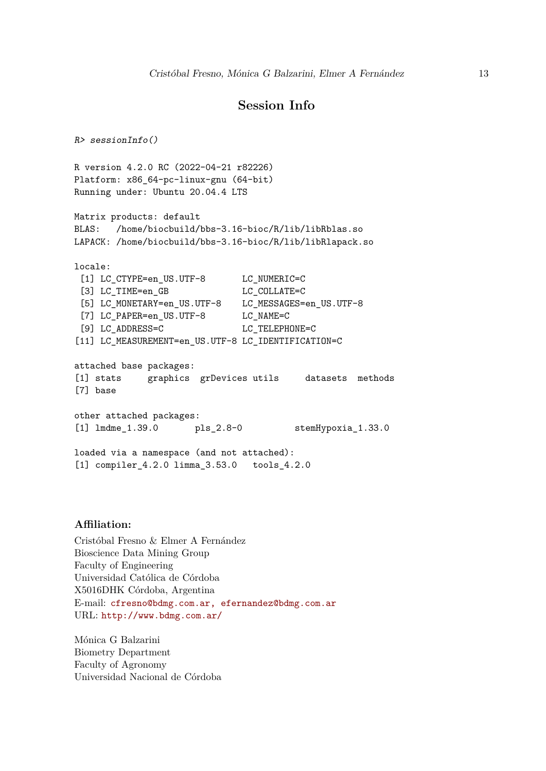## Session Info

```
R> sessionInfo()

R version 4.2.0 RC (2022-04-21 r82226)
Platform: x86_64-pc-linux-gnu (64-bit)
Running under: Ubuntu 20.04.4 LTS

Matrix products: default
BLAS:   /home/biocbuild/bbs-3.16-bioc/R/lib/libRblas.so
LAPACK: /home/biocbuild/bbs-3.16-bioc/R/lib/libRlapack.so

locale:
 [1] LC_CTYPE=en_US.UTF-8       LC_NUMERIC=C              
 [3] LC_TIME=en_GB              LC_COLLATE=C              
 [5] LC_MONETARY=en_US.UTF-8    LC_MESSAGES=en_US.UTF-8   
 [7] LC_PAPER=en_US.UTF-8       LC_NAME=C                 
 [9] LC_ADDRESS=C               LC_TELEPHONE=C            
[11] LC_MEASUREMENT=en_US.UTF-8 LC_IDENTIFICATION=C       

attached base packages:
[1] stats     graphics  grDevices utils     datasets  methods  
[7] base     

other attached packages:
[1] lmdme_1.39.0       pls_2.8-0          stemHypoxia_1.33.0

loaded via a namespace (and not attached):
[1] compiler_4.2.0 limma_3.53.0   tools_4.2.0
```

**Affiliation:**

Cristóbal Fresno & Elmer A Fernández
Bioscience Data Mining Group
Faculty of Engineering
Universidad Católica de Córdoba
X5016DHK Córdoba, Argentina
E-mail: cfresno@bdmg.com.ar, efernandez@bdmg.com.ar
URL: http://www.bdmg.com.ar/

Mónica G Balzarini
Biometry Department
Faculty of Agronomy
Universidad Nacional de Córdoba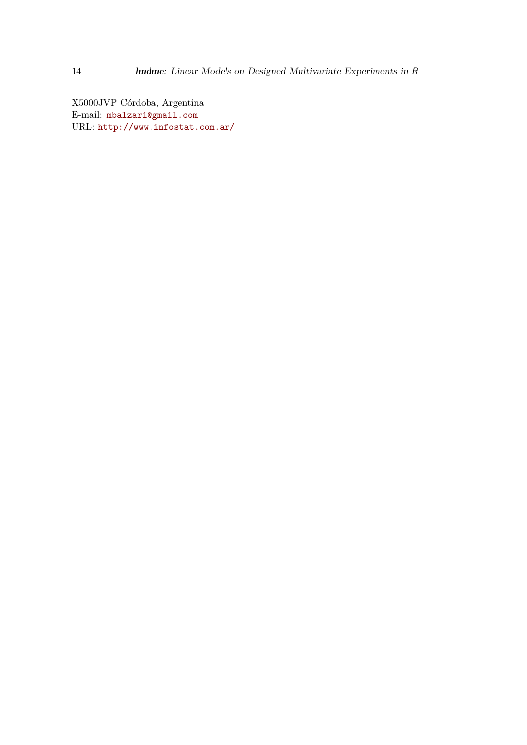X5000JVP Córdoba, Argentina
E-mail: mbalzari@gmail.com
URL: http://www.infostat.com.ar/